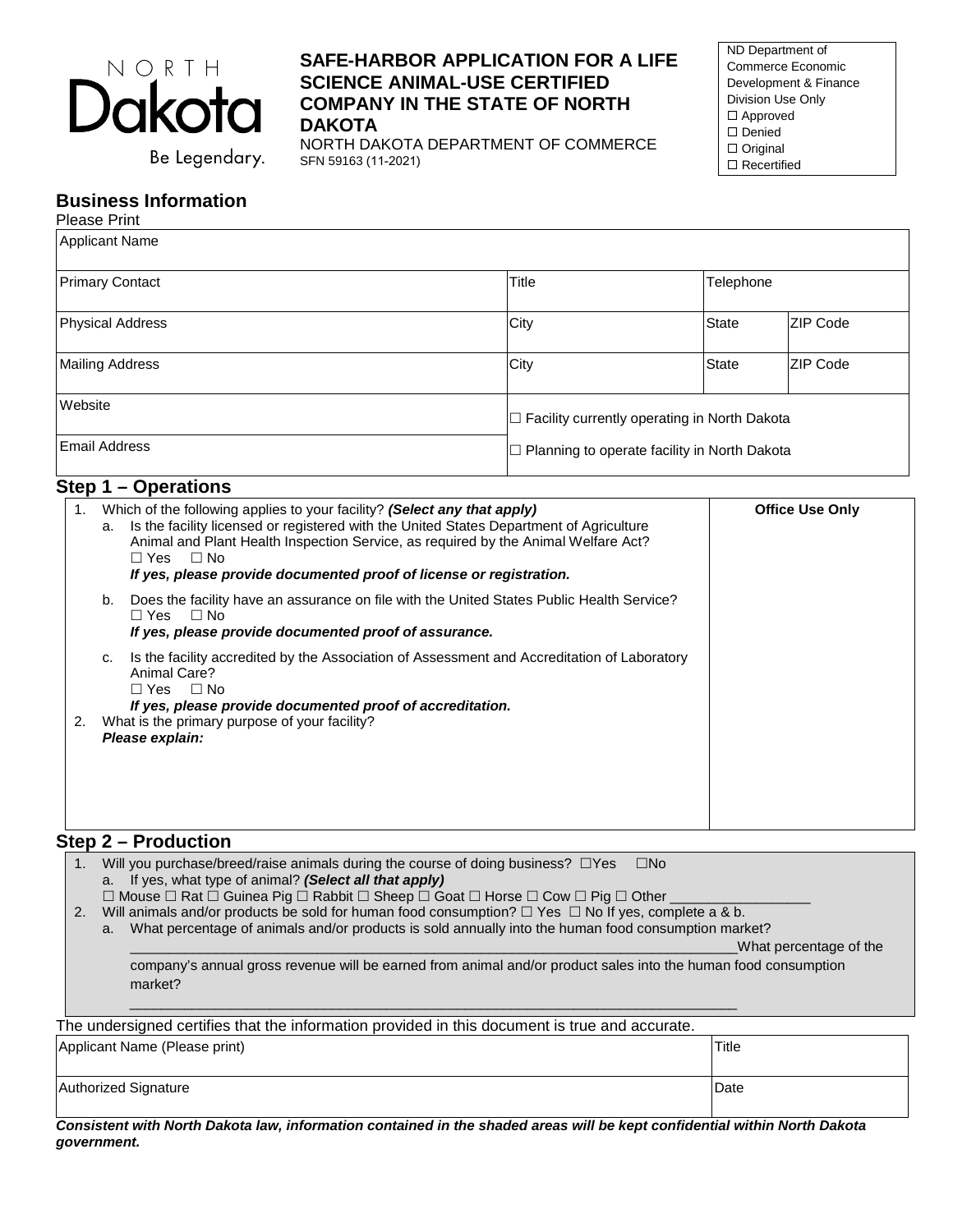NORTH Dakota

Be Legendary.

# SAFE-HARBOR APPLICATION FOR A LIFE SCIENCE ANIMAL-USE CERTIFIED COMPANY IN THE STATE OF NORTH DAKOTA

NORTH DAKOTA DEPARTMENT OF COMMERCE
SFN 59163 (11-2021)

| ND Department of Commerce Economic Development & Finance Division Use Only |
|---|
| ☐ Approved |
| ☐ Denied |
| ☐ Original |
| ☐ Recertified |

## Business Information

Please Print

| Applicant Name | | | |
|---|---|---|---|
| Primary Contact | Title | Telephone | |
| Physical Address | City | State | ZIP Code |
| Mailing Address | City | State | ZIP Code |
| Website | ☐ Facility currently operating in North Dakota | | |
| Email Address | ☐ Planning to operate facility in North Dakota | | |

## Step 1 – Operations

| | Office Use Only |
|---|---|
| 1. Which of the following applies to your facility? ***(Select any that apply)*** <br> a. Is the facility licensed or registered with the United States Department of Agriculture Animal and Plant Health Inspection Service, as required by the Animal Welfare Act? ☐ Yes ☐ No <br> ***If yes, please provide documented proof of license or registration.*** <br> b. Does the facility have an assurance on file with the United States Public Health Service? ☐ Yes ☐ No <br> ***If yes, please provide documented proof of assurance.*** <br> c. Is the facility accredited by the Association of Assessment and Accreditation of Laboratory Animal Care? ☐ Yes ☐ No <br> ***If yes, please provide documented proof of accreditation.*** <br> 2. What is the primary purpose of your facility? <br> ***Please explain:*** | |

## Step 2 – Production

1. Will you purchase/breed/raise animals during the course of doing business? ☐Yes ☐No
   a. If yes, what type of animal? ***(Select all that apply)***
   ☐ Mouse ☐ Rat ☐ Guinea Pig ☐ Rabbit ☐ Sheep ☐ Goat ☐ Horse ☐ Cow ☐ Pig ☐ Other __________________
2. Will animals and/or products be sold for human food consumption? ☐ Yes ☐ No If yes, complete a & b.
   a. What percentage of animals and/or products is sold annually into the human food consumption market? ______________________________________________________________________________What percentage of the company's annual gross revenue will be earned from animal and/or product sales into the human food consumption market?
   ______________________________________________________________________________

The undersigned certifies that the information provided in this document is true and accurate.

| Applicant Name (Please print) | Title |
|---|---|
| Authorized Signature | Date |

***Consistent with North Dakota law, information contained in the shaded areas will be kept confidential within North Dakota government.***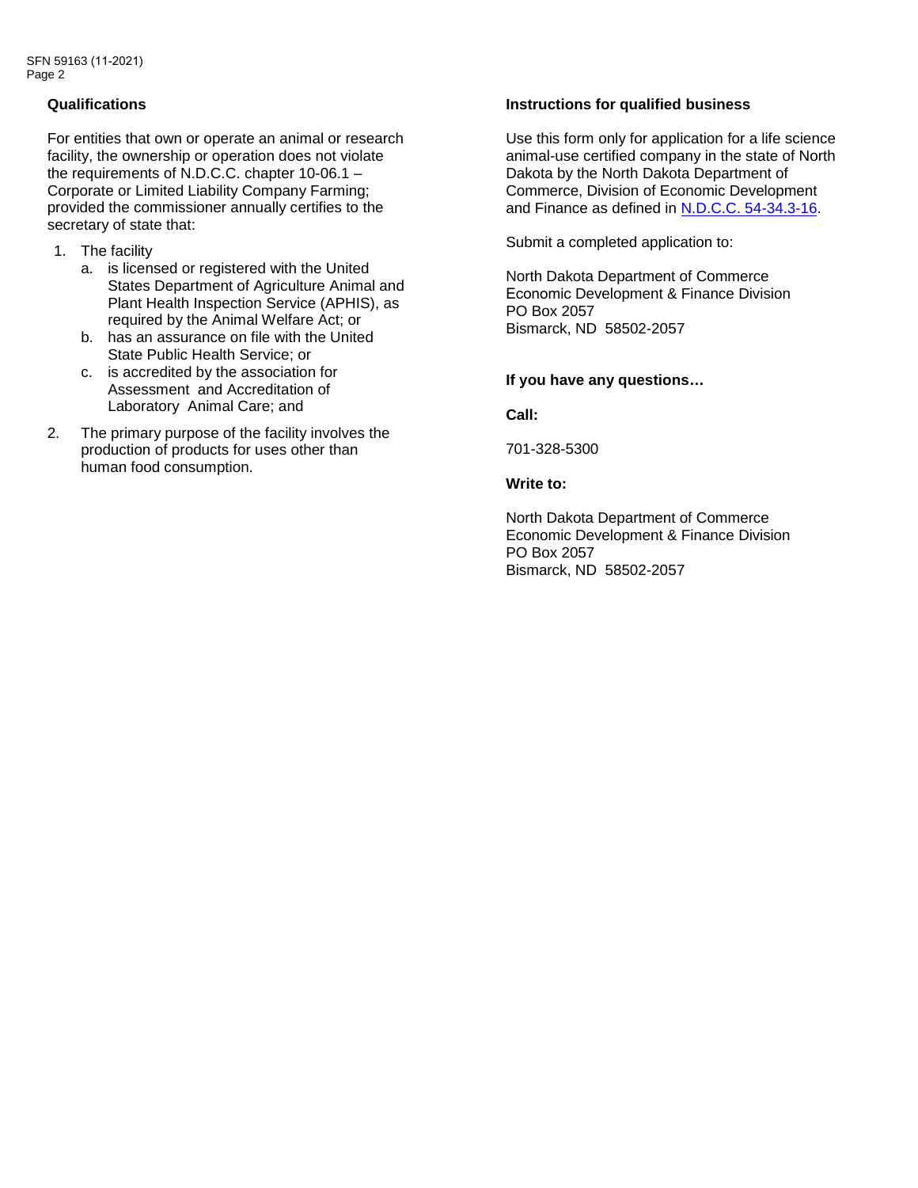### Qualifications

For entities that own or operate an animal or research facility, the ownership or operation does not violate the requirements of N.D.C.C. chapter 10-06.1 – Corporate or Limited Liability Company Farming; provided the commissioner annually certifies to the secretary of state that:

1. The facility
   a. is licensed or registered with the United States Department of Agriculture Animal and Plant Health Inspection Service (APHIS), as required by the Animal Welfare Act; or
   b. has an assurance on file with the United State Public Health Service; or
   c. is accredited by the association for Assessment and Accreditation of Laboratory Animal Care; and
2. The primary purpose of the facility involves the production of products for uses other than human food consumption.

### Instructions for qualified business

Use this form only for application for a life science animal-use certified company in the state of North Dakota by the North Dakota Department of Commerce, Division of Economic Development and Finance as defined in [N.D.C.C. 54-34.3-16](N.D.C.C. 54-34.3-16).

Submit a completed application to:

North Dakota Department of Commerce
Economic Development & Finance Division
PO Box 2057
Bismarck, ND 58502-2057

**If you have any questions…**

**Call:**

701-328-5300

**Write to:**

North Dakota Department of Commerce
Economic Development & Finance Division
PO Box 2057
Bismarck, ND 58502-2057